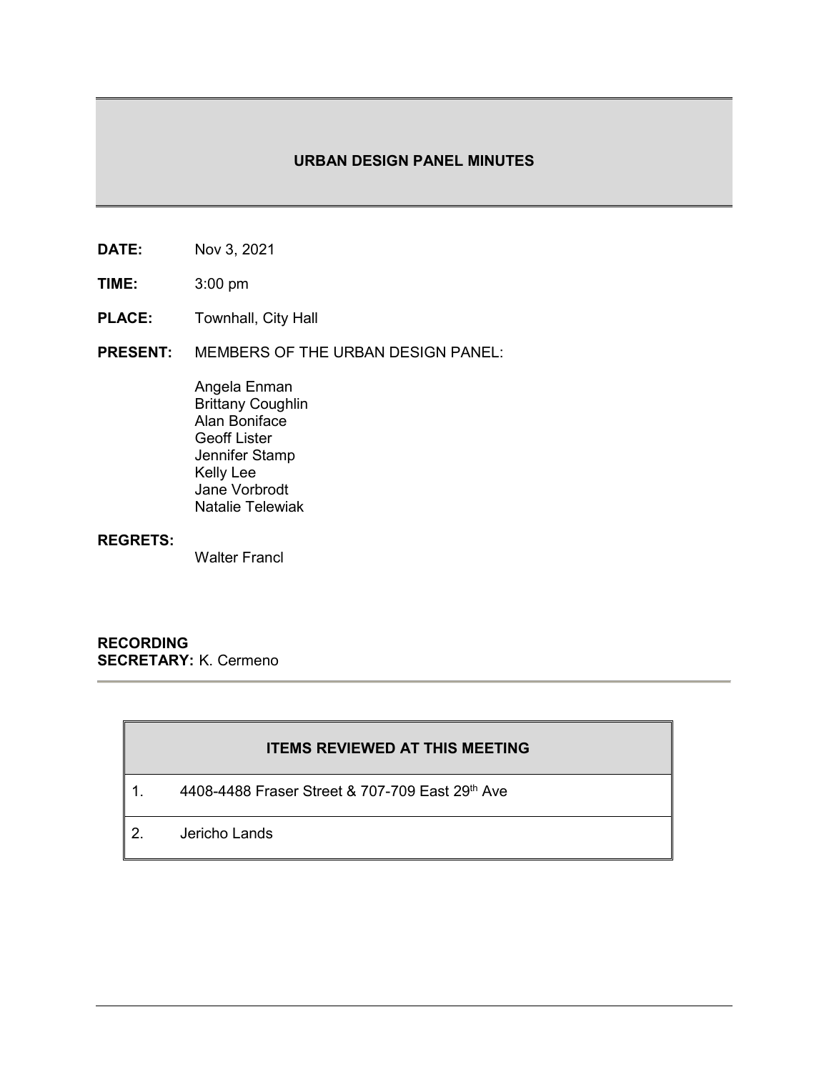# URBAN DESIGN PANEL MINUTES

**DATE:** Nov 3, 2021

**TIME:** 3:00 pm

**PLACE:** Townhall, City Hall

**PRESENT:** MEMBERS OF THE URBAN DESIGN PANEL:

Angela Enman
Brittany Coughlin
Alan Boniface
Geoff Lister
Jennifer Stamp
Kelly Lee
Jane Vorbrodt
Natalie Telewiak

**REGRETS:**

Walter Francl

**RECORDING SECRETARY:** K. Cermeno

| ITEMS REVIEWED AT THIS MEETING | |
|---|---|
| 1. | 4408-4488 Fraser Street & 707-709 East 29th Ave |
| 2. | Jericho Lands |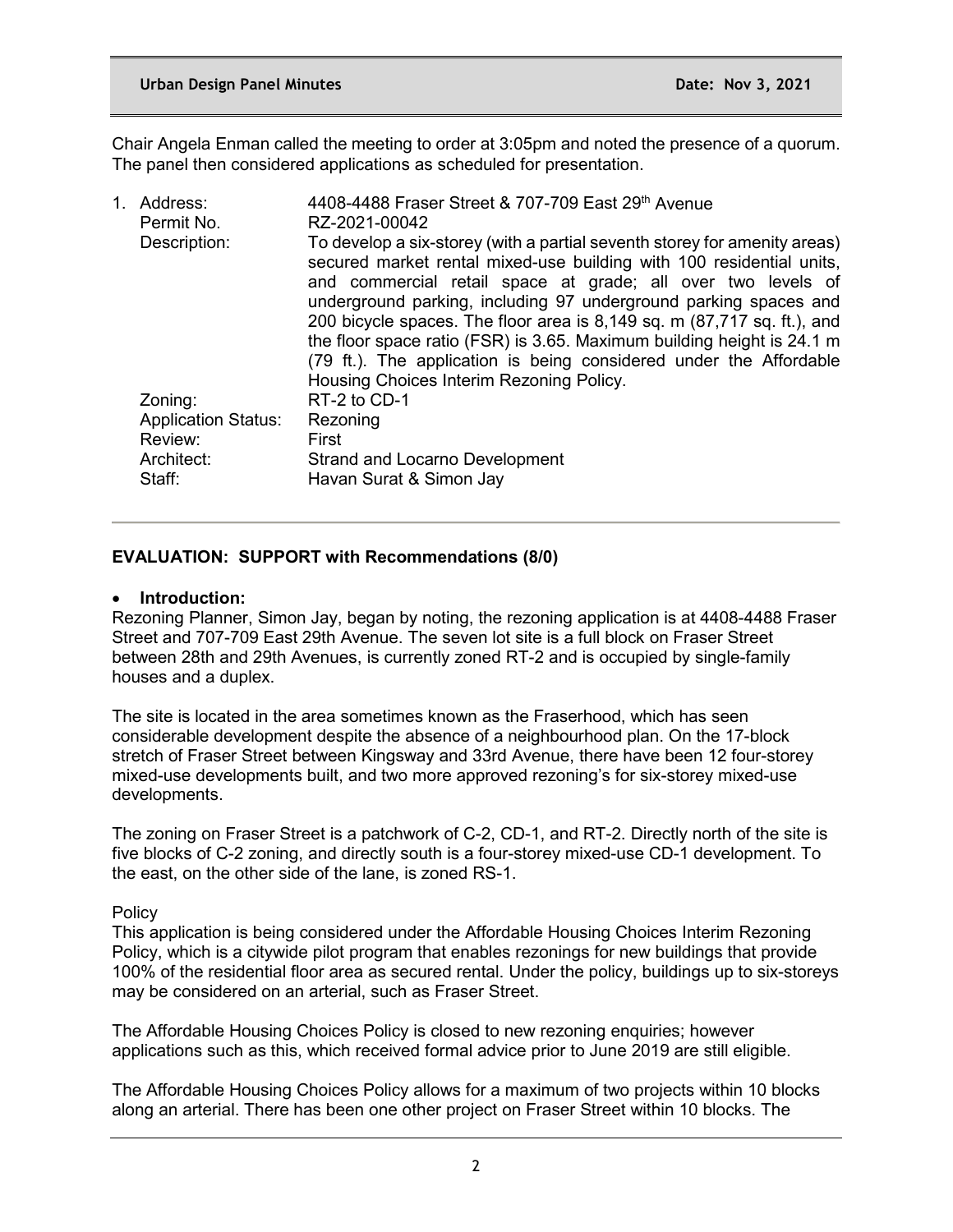Chair Angela Enman called the meeting to order at 3:05pm and noted the presence of a quorum. The panel then considered applications as scheduled for presentation.

1. Address: 4408-4488 Fraser Street & 707-709 East 29th Avenue
   Permit No. RZ-2021-00042
   Description: To develop a six-storey (with a partial seventh storey for amenity areas) secured market rental mixed-use building with 100 residential units, and commercial retail space at grade; all over two levels of underground parking, including 97 underground parking spaces and 200 bicycle spaces. The floor area is 8,149 sq. m (87,717 sq. ft.), and the floor space ratio (FSR) is 3.65. Maximum building height is 24.1 m (79 ft.). The application is being considered under the Affordable Housing Choices Interim Rezoning Policy.
   Zoning: RT-2 to CD-1
   Application Status: Rezoning
   Review: First
   Architect: Strand and Locarno Development
   Staff: Havan Surat & Simon Jay

---

**EVALUATION: SUPPORT with Recommendations (8/0)**

- **Introduction:**

Rezoning Planner, Simon Jay, began by noting, the rezoning application is at 4408-4488 Fraser Street and 707-709 East 29th Avenue. The seven lot site is a full block on Fraser Street between 28th and 29th Avenues, is currently zoned RT-2 and is occupied by single-family houses and a duplex.

The site is located in the area sometimes known as the Fraserhood, which has seen considerable development despite the absence of a neighbourhood plan. On the 17-block stretch of Fraser Street between Kingsway and 33rd Avenue, there have been 12 four-storey mixed-use developments built, and two more approved rezoning's for six-storey mixed-use developments.

The zoning on Fraser Street is a patchwork of C-2, CD-1, and RT-2. Directly north of the site is five blocks of C-2 zoning, and directly south is a four-storey mixed-use CD-1 development. To the east, on the other side of the lane, is zoned RS-1.

Policy

This application is being considered under the Affordable Housing Choices Interim Rezoning Policy, which is a citywide pilot program that enables rezonings for new buildings that provide 100% of the residential floor area as secured rental. Under the policy, buildings up to six-storeys may be considered on an arterial, such as Fraser Street.

The Affordable Housing Choices Policy is closed to new rezoning enquiries; however applications such as this, which received formal advice prior to June 2019 are still eligible.

The Affordable Housing Choices Policy allows for a maximum of two projects within 10 blocks along an arterial. There has been one other project on Fraser Street within 10 blocks. The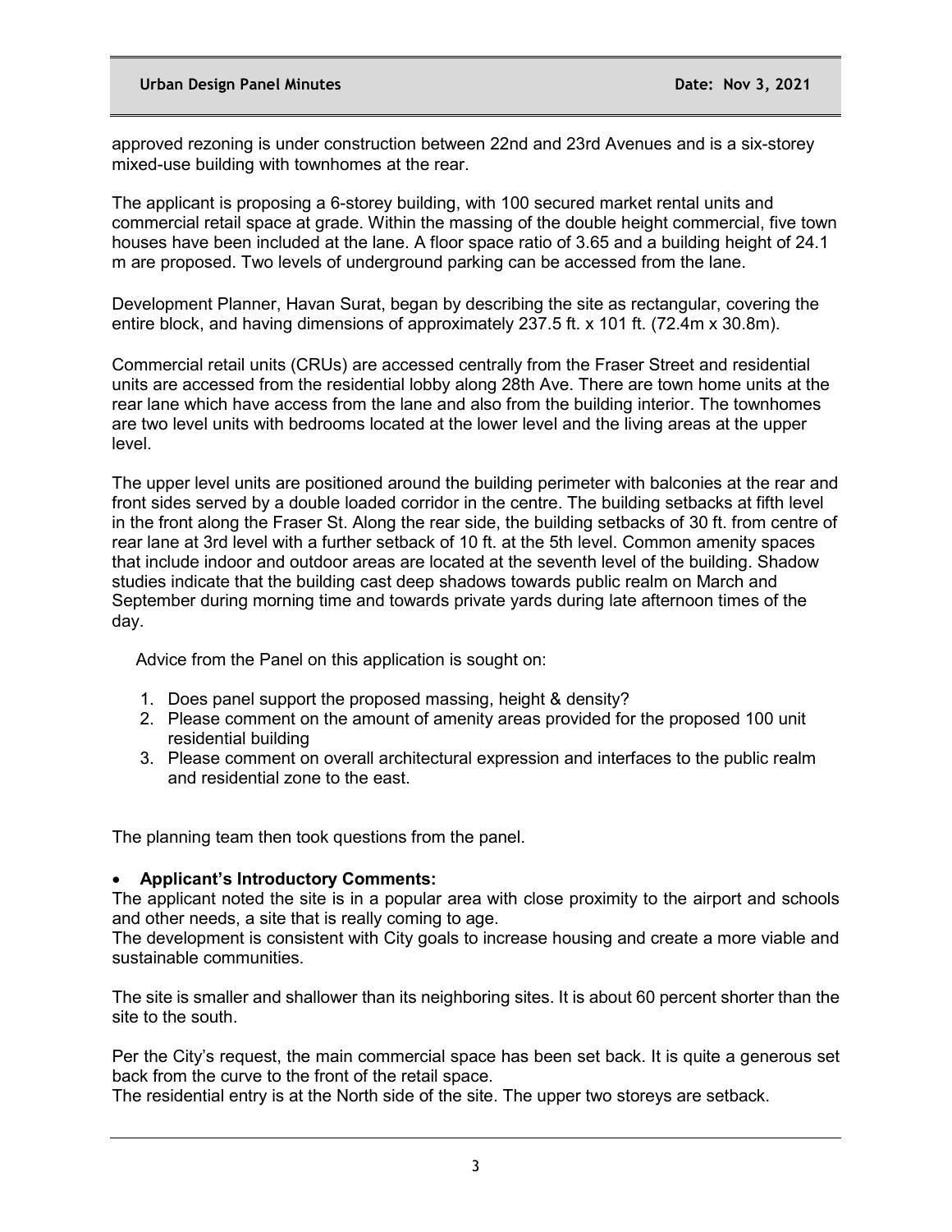approved rezoning is under construction between 22nd and 23rd Avenues and is a six-storey mixed-use building with townhomes at the rear.

The applicant is proposing a 6-storey building, with 100 secured market rental units and commercial retail space at grade. Within the massing of the double height commercial, five town houses have been included at the lane. A floor space ratio of 3.65 and a building height of 24.1 m are proposed. Two levels of underground parking can be accessed from the lane.

Development Planner, Havan Surat, began by describing the site as rectangular, covering the entire block, and having dimensions of approximately 237.5 ft. x 101 ft. (72.4m x 30.8m).

Commercial retail units (CRUs) are accessed centrally from the Fraser Street and residential units are accessed from the residential lobby along 28th Ave. There are town home units at the rear lane which have access from the lane and also from the building interior. The townhomes are two level units with bedrooms located at the lower level and the living areas at the upper level.

The upper level units are positioned around the building perimeter with balconies at the rear and front sides served by a double loaded corridor in the centre. The building setbacks at fifth level in the front along the Fraser St. Along the rear side, the building setbacks of 30 ft. from centre of rear lane at 3rd level with a further setback of 10 ft. at the 5th level. Common amenity spaces that include indoor and outdoor areas are located at the seventh level of the building. Shadow studies indicate that the building cast deep shadows towards public realm on March and September during morning time and towards private yards during late afternoon times of the day.

Advice from the Panel on this application is sought on:

1. Does panel support the proposed massing, height & density?
2. Please comment on the amount of amenity areas provided for the proposed 100 unit residential building
3. Please comment on overall architectural expression and interfaces to the public realm and residential zone to the east.

The planning team then took questions from the panel.

- **Applicant's Introductory Comments:**

The applicant noted the site is in a popular area with close proximity to the airport and schools and other needs, a site that is really coming to age.
The development is consistent with City goals to increase housing and create a more viable and sustainable communities.

The site is smaller and shallower than its neighboring sites. It is about 60 percent shorter than the site to the south.

Per the City's request, the main commercial space has been set back. It is quite a generous set back from the curve to the front of the retail space.
The residential entry is at the North side of the site. The upper two storeys are setback.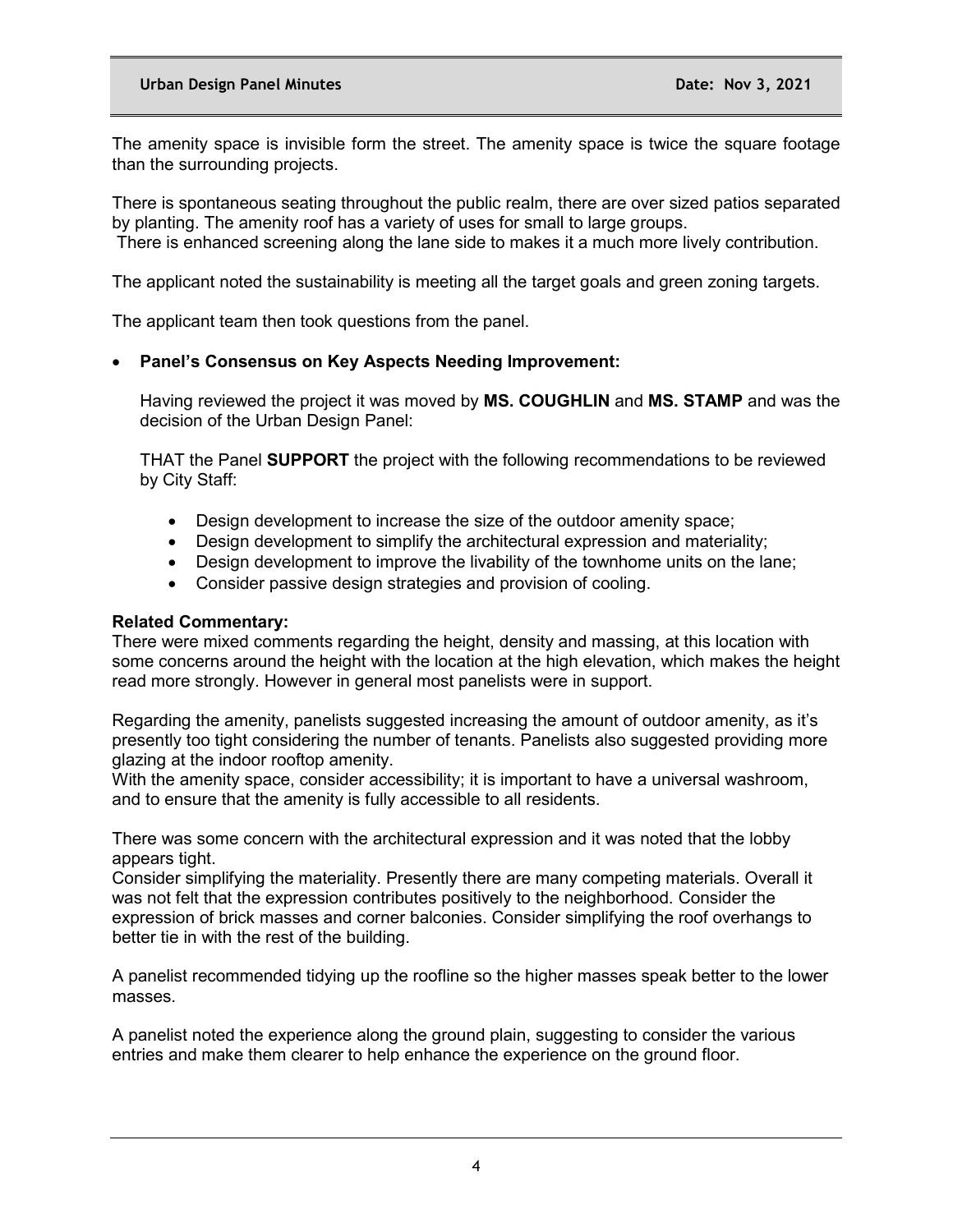The amenity space is invisible form the street. The amenity space is twice the square footage than the surrounding projects.

There is spontaneous seating throughout the public realm, there are over sized patios separated by planting. The amenity roof has a variety of uses for small to large groups.
There is enhanced screening along the lane side to makes it a much more lively contribution.

The applicant noted the sustainability is meeting all the target goals and green zoning targets.

The applicant team then took questions from the panel.

- **Panel's Consensus on Key Aspects Needing Improvement:**

  Having reviewed the project it was moved by **MS. COUGHLIN** and **MS. STAMP** and was the decision of the Urban Design Panel:

  THAT the Panel **SUPPORT** the project with the following recommendations to be reviewed by City Staff:

  - Design development to increase the size of the outdoor amenity space;
  - Design development to simplify the architectural expression and materiality;
  - Design development to improve the livability of the townhome units on the lane;
  - Consider passive design strategies and provision of cooling.

**Related Commentary:**
There were mixed comments regarding the height, density and massing, at this location with some concerns around the height with the location at the high elevation, which makes the height read more strongly. However in general most panelists were in support.

Regarding the amenity, panelists suggested increasing the amount of outdoor amenity, as it's presently too tight considering the number of tenants. Panelists also suggested providing more glazing at the indoor rooftop amenity.
With the amenity space, consider accessibility; it is important to have a universal washroom, and to ensure that the amenity is fully accessible to all residents.

There was some concern with the architectural expression and it was noted that the lobby appears tight.
Consider simplifying the materiality. Presently there are many competing materials. Overall it was not felt that the expression contributes positively to the neighborhood. Consider the expression of brick masses and corner balconies. Consider simplifying the roof overhangs to better tie in with the rest of the building.

A panelist recommended tidying up the roofline so the higher masses speak better to the lower masses.

A panelist noted the experience along the ground plain, suggesting to consider the various entries and make them clearer to help enhance the experience on the ground floor.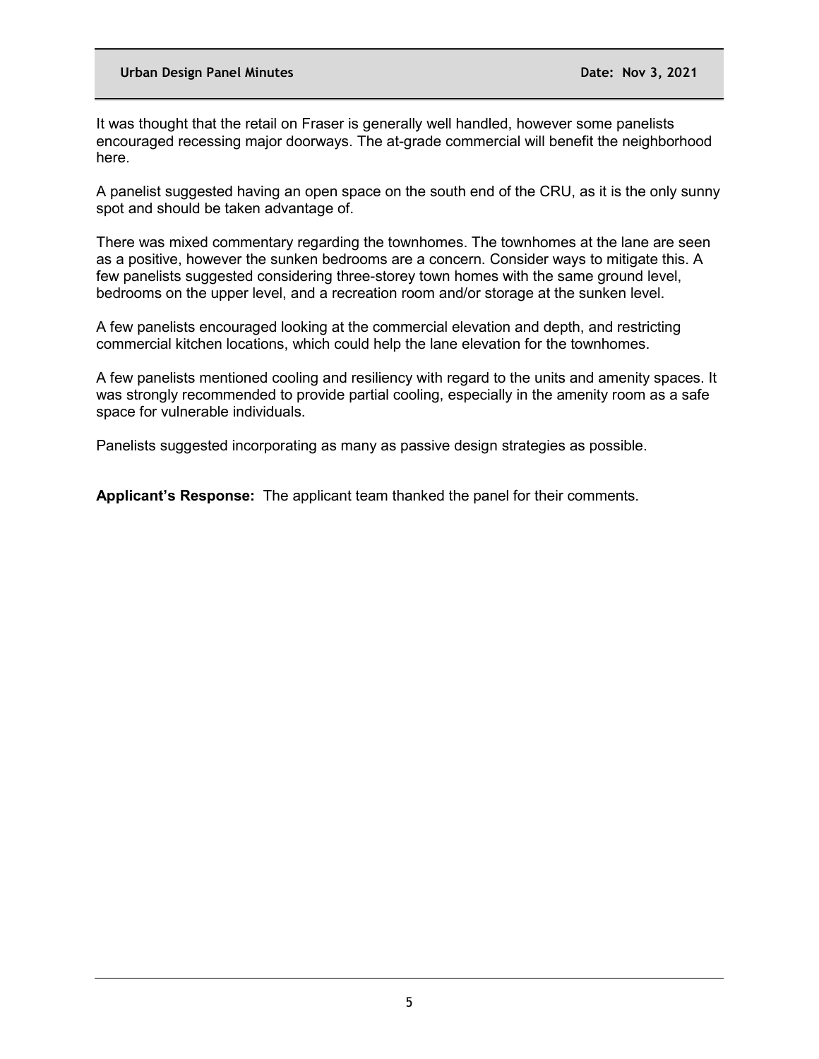It was thought that the retail on Fraser is generally well handled, however some panelists encouraged recessing major doorways. The at-grade commercial will benefit the neighborhood here.

A panelist suggested having an open space on the south end of the CRU, as it is the only sunny spot and should be taken advantage of.

There was mixed commentary regarding the townhomes. The townhomes at the lane are seen as a positive, however the sunken bedrooms are a concern. Consider ways to mitigate this. A few panelists suggested considering three-storey town homes with the same ground level, bedrooms on the upper level, and a recreation room and/or storage at the sunken level.

A few panelists encouraged looking at the commercial elevation and depth, and restricting commercial kitchen locations, which could help the lane elevation for the townhomes.

A few panelists mentioned cooling and resiliency with regard to the units and amenity spaces. It was strongly recommended to provide partial cooling, especially in the amenity room as a safe space for vulnerable individuals.

Panelists suggested incorporating as many as passive design strategies as possible.

**Applicant's Response:** The applicant team thanked the panel for their comments.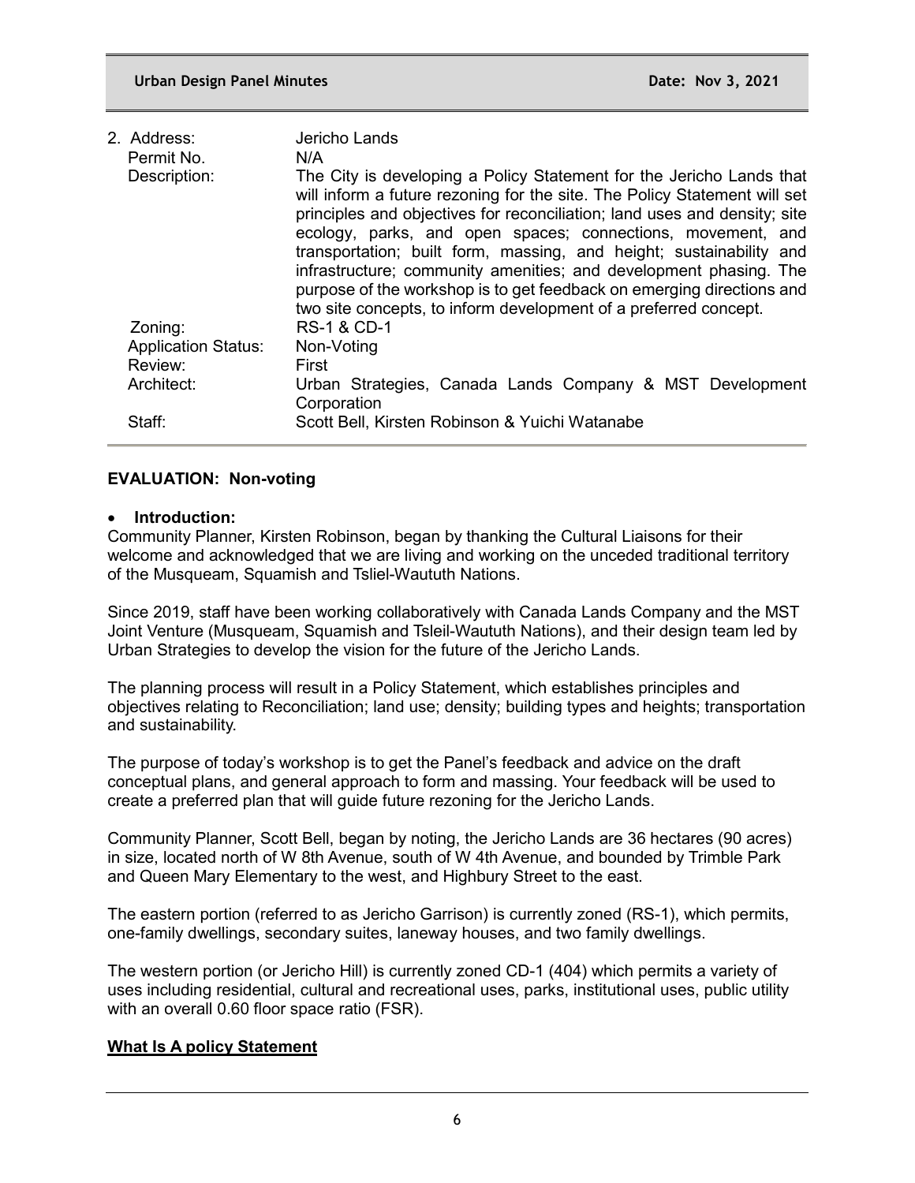| 2. Address: | Jericho Lands |
|---|---|
| Permit No. | N/A |
| Description: | The City is developing a Policy Statement for the Jericho Lands that will inform a future rezoning for the site. The Policy Statement will set principles and objectives for reconciliation; land uses and density; site ecology, parks, and open spaces; connections, movement, and transportation; built form, massing, and height; sustainability and infrastructure; community amenities; and development phasing. The purpose of the workshop is to get feedback on emerging directions and two site concepts, to inform development of a preferred concept. |
| Zoning: | RS-1 & CD-1 |
| Application Status: | Non-Voting |
| Review: | First |
| Architect: | Urban Strategies, Canada Lands Company & MST Development Corporation |
| Staff: | Scott Bell, Kirsten Robinson & Yuichi Watanabe |

**EVALUATION: Non-voting**

- **Introduction:**

Community Planner, Kirsten Robinson, began by thanking the Cultural Liaisons for their welcome and acknowledged that we are living and working on the unceded traditional territory of the Musqueam, Squamish and Tsliel-Waututh Nations.

Since 2019, staff have been working collaboratively with Canada Lands Company and the MST Joint Venture (Musqueam, Squamish and Tsleil-Waututh Nations), and their design team led by Urban Strategies to develop the vision for the future of the Jericho Lands.

The planning process will result in a Policy Statement, which establishes principles and objectives relating to Reconciliation; land use; density; building types and heights; transportation and sustainability.

The purpose of today's workshop is to get the Panel's feedback and advice on the draft conceptual plans, and general approach to form and massing. Your feedback will be used to create a preferred plan that will guide future rezoning for the Jericho Lands.

Community Planner, Scott Bell, began by noting, the Jericho Lands are 36 hectares (90 acres) in size, located north of W 8th Avenue, south of W 4th Avenue, and bounded by Trimble Park and Queen Mary Elementary to the west, and Highbury Street to the east.

The eastern portion (referred to as Jericho Garrison) is currently zoned (RS-1), which permits, one-family dwellings, secondary suites, laneway houses, and two family dwellings.

The western portion (or Jericho Hill) is currently zoned CD-1 (404) which permits a variety of uses including residential, cultural and recreational uses, parks, institutional uses, public utility with an overall 0.60 floor space ratio (FSR).

**What Is A policy Statement**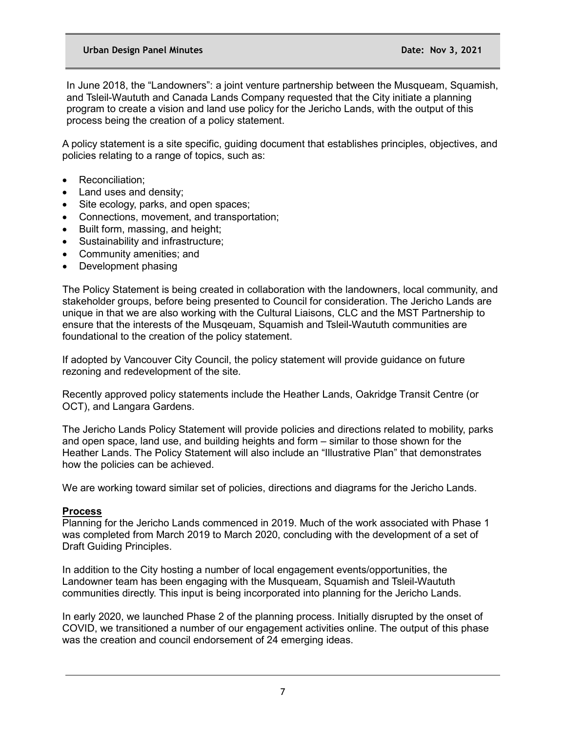In June 2018, the "Landowners": a joint venture partnership between the Musqueam, Squamish, and Tsleil-Waututh and Canada Lands Company requested that the City initiate a planning program to create a vision and land use policy for the Jericho Lands, with the output of this process being the creation of a policy statement.

A policy statement is a site specific, guiding document that establishes principles, objectives, and policies relating to a range of topics, such as:

- Reconciliation;
- Land uses and density;
- Site ecology, parks, and open spaces;
- Connections, movement, and transportation;
- Built form, massing, and height;
- Sustainability and infrastructure;
- Community amenities; and
- Development phasing

The Policy Statement is being created in collaboration with the landowners, local community, and stakeholder groups, before being presented to Council for consideration. The Jericho Lands are unique in that we are also working with the Cultural Liaisons, CLC and the MST Partnership to ensure that the interests of the Musqeuam, Squamish and Tsleil-Waututh communities are foundational to the creation of the policy statement.

If adopted by Vancouver City Council, the policy statement will provide guidance on future rezoning and redevelopment of the site.

Recently approved policy statements include the Heather Lands, Oakridge Transit Centre (or OCT), and Langara Gardens.

The Jericho Lands Policy Statement will provide policies and directions related to mobility, parks and open space, land use, and building heights and form – similar to those shown for the Heather Lands. The Policy Statement will also include an "Illustrative Plan" that demonstrates how the policies can be achieved.

We are working toward similar set of policies, directions and diagrams for the Jericho Lands.

**Process**

Planning for the Jericho Lands commenced in 2019. Much of the work associated with Phase 1 was completed from March 2019 to March 2020, concluding with the development of a set of Draft Guiding Principles.

In addition to the City hosting a number of local engagement events/opportunities, the Landowner team has been engaging with the Musqueam, Squamish and Tsleil-Waututh communities directly. This input is being incorporated into planning for the Jericho Lands.

In early 2020, we launched Phase 2 of the planning process. Initially disrupted by the onset of COVID, we transitioned a number of our engagement activities online. The output of this phase was the creation and council endorsement of 24 emerging ideas.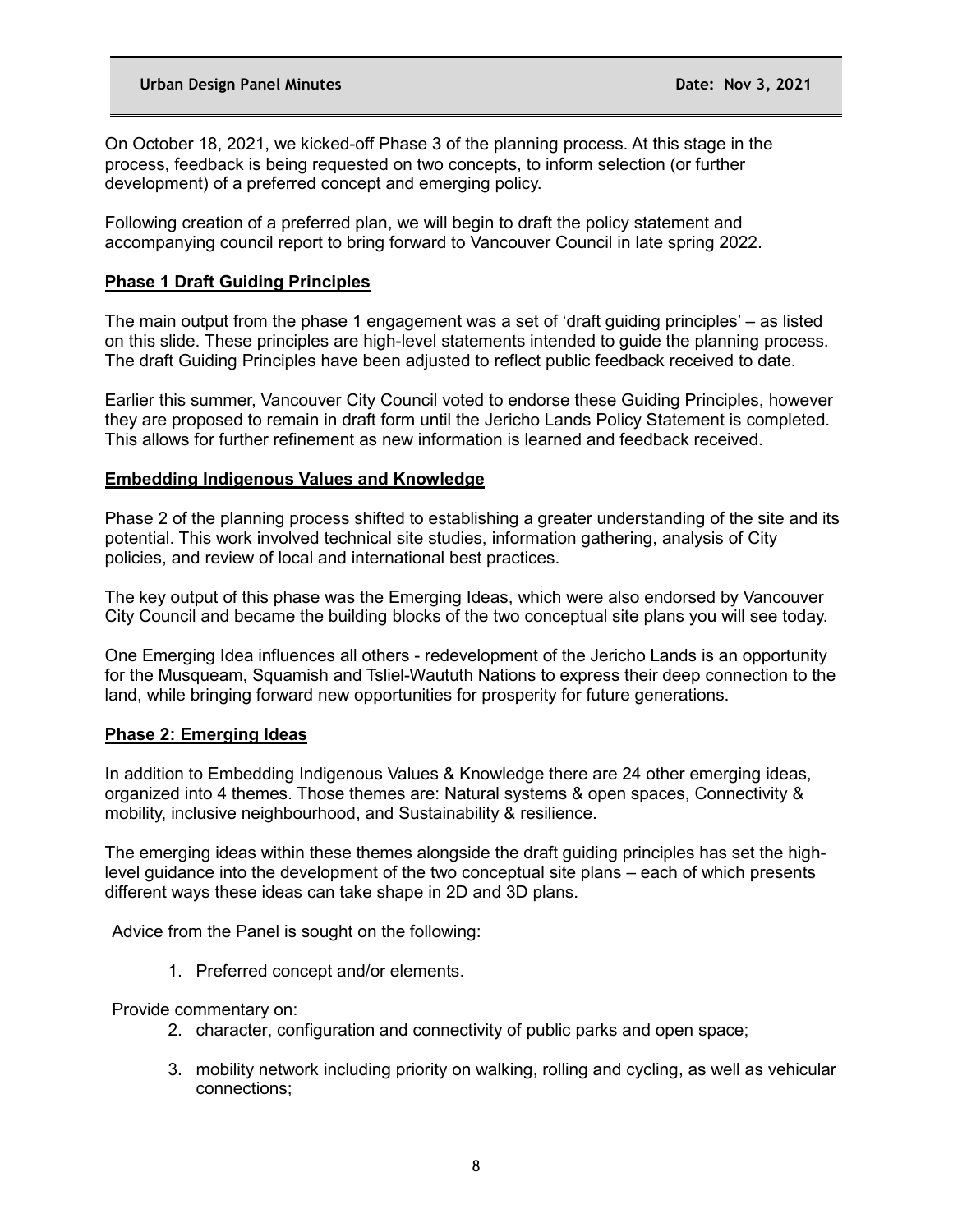On October 18, 2021, we kicked-off Phase 3 of the planning process. At this stage in the process, feedback is being requested on two concepts, to inform selection (or further development) of a preferred concept and emerging policy.

Following creation of a preferred plan, we will begin to draft the policy statement and accompanying council report to bring forward to Vancouver Council in late spring 2022.

**Phase 1 Draft Guiding Principles**

The main output from the phase 1 engagement was a set of 'draft guiding principles' – as listed on this slide. These principles are high-level statements intended to guide the planning process. The draft Guiding Principles have been adjusted to reflect public feedback received to date.

Earlier this summer, Vancouver City Council voted to endorse these Guiding Principles, however they are proposed to remain in draft form until the Jericho Lands Policy Statement is completed. This allows for further refinement as new information is learned and feedback received.

**Embedding Indigenous Values and Knowledge**

Phase 2 of the planning process shifted to establishing a greater understanding of the site and its potential. This work involved technical site studies, information gathering, analysis of City policies, and review of local and international best practices.

The key output of this phase was the Emerging Ideas, which were also endorsed by Vancouver City Council and became the building blocks of the two conceptual site plans you will see today.

One Emerging Idea influences all others - redevelopment of the Jericho Lands is an opportunity for the Musqueam, Squamish and Tsliel-Waututh Nations to express their deep connection to the land, while bringing forward new opportunities for prosperity for future generations.

**Phase 2: Emerging Ideas**

In addition to Embedding Indigenous Values & Knowledge there are 24 other emerging ideas, organized into 4 themes. Those themes are: Natural systems & open spaces, Connectivity & mobility, inclusive neighbourhood, and Sustainability & resilience.

The emerging ideas within these themes alongside the draft guiding principles has set the high-level guidance into the development of the two conceptual site plans – each of which presents different ways these ideas can take shape in 2D and 3D plans.

Advice from the Panel is sought on the following:

1. Preferred concept and/or elements.

Provide commentary on:

2. character, configuration and connectivity of public parks and open space;
3. mobility network including priority on walking, rolling and cycling, as well as vehicular connections;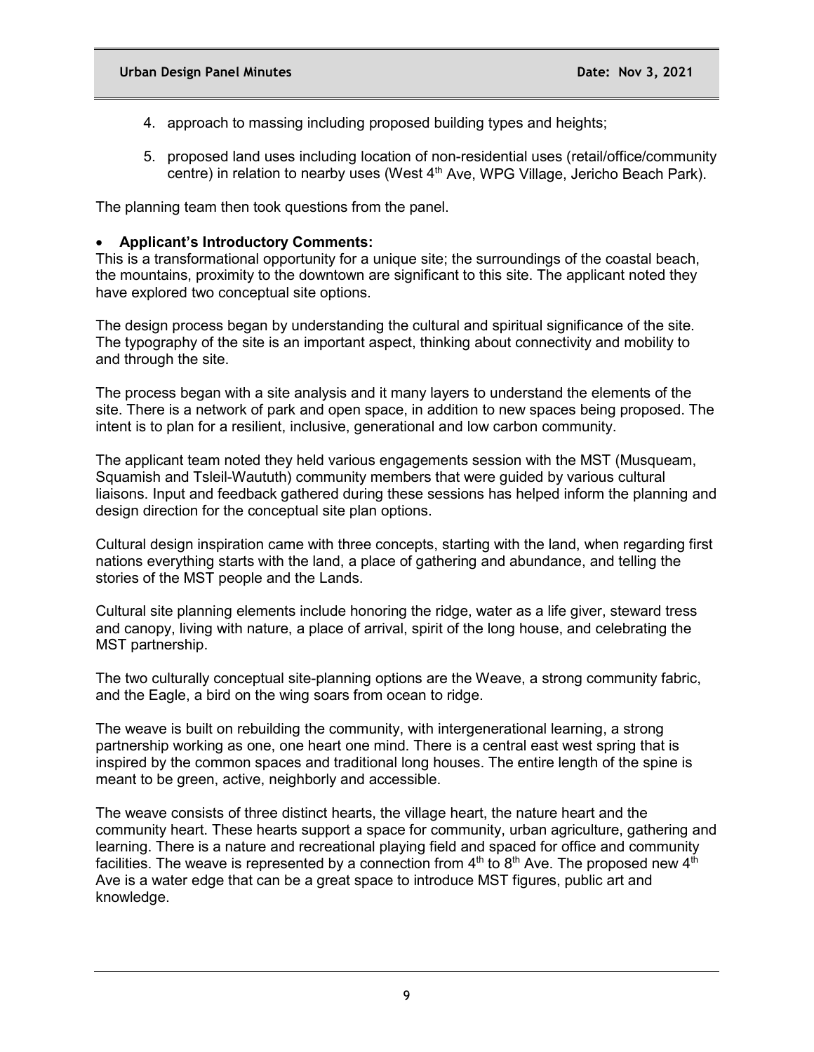4. approach to massing including proposed building types and heights;

5. proposed land uses including location of non-residential uses (retail/office/community centre) in relation to nearby uses (West 4th Ave, WPG Village, Jericho Beach Park).

The planning team then took questions from the panel.

- **Applicant's Introductory Comments:**

This is a transformational opportunity for a unique site; the surroundings of the coastal beach, the mountains, proximity to the downtown are significant to this site. The applicant noted they have explored two conceptual site options.

The design process began by understanding the cultural and spiritual significance of the site. The typography of the site is an important aspect, thinking about connectivity and mobility to and through the site.

The process began with a site analysis and it many layers to understand the elements of the site. There is a network of park and open space, in addition to new spaces being proposed. The intent is to plan for a resilient, inclusive, generational and low carbon community.

The applicant team noted they held various engagements session with the MST (Musqueam, Squamish and Tsleil-Waututh) community members that were guided by various cultural liaisons. Input and feedback gathered during these sessions has helped inform the planning and design direction for the conceptual site plan options.

Cultural design inspiration came with three concepts, starting with the land, when regarding first nations everything starts with the land, a place of gathering and abundance, and telling the stories of the MST people and the Lands.

Cultural site planning elements include honoring the ridge, water as a life giver, steward tress and canopy, living with nature, a place of arrival, spirit of the long house, and celebrating the MST partnership.

The two culturally conceptual site-planning options are the Weave, a strong community fabric, and the Eagle, a bird on the wing soars from ocean to ridge.

The weave is built on rebuilding the community, with intergenerational learning, a strong partnership working as one, one heart one mind. There is a central east west spring that is inspired by the common spaces and traditional long houses. The entire length of the spine is meant to be green, active, neighborly and accessible.

The weave consists of three distinct hearts, the village heart, the nature heart and the community heart. These hearts support a space for community, urban agriculture, gathering and learning. There is a nature and recreational playing field and spaced for office and community facilities. The weave is represented by a connection from 4th to 8th Ave. The proposed new 4th Ave is a water edge that can be a great space to introduce MST figures, public art and knowledge.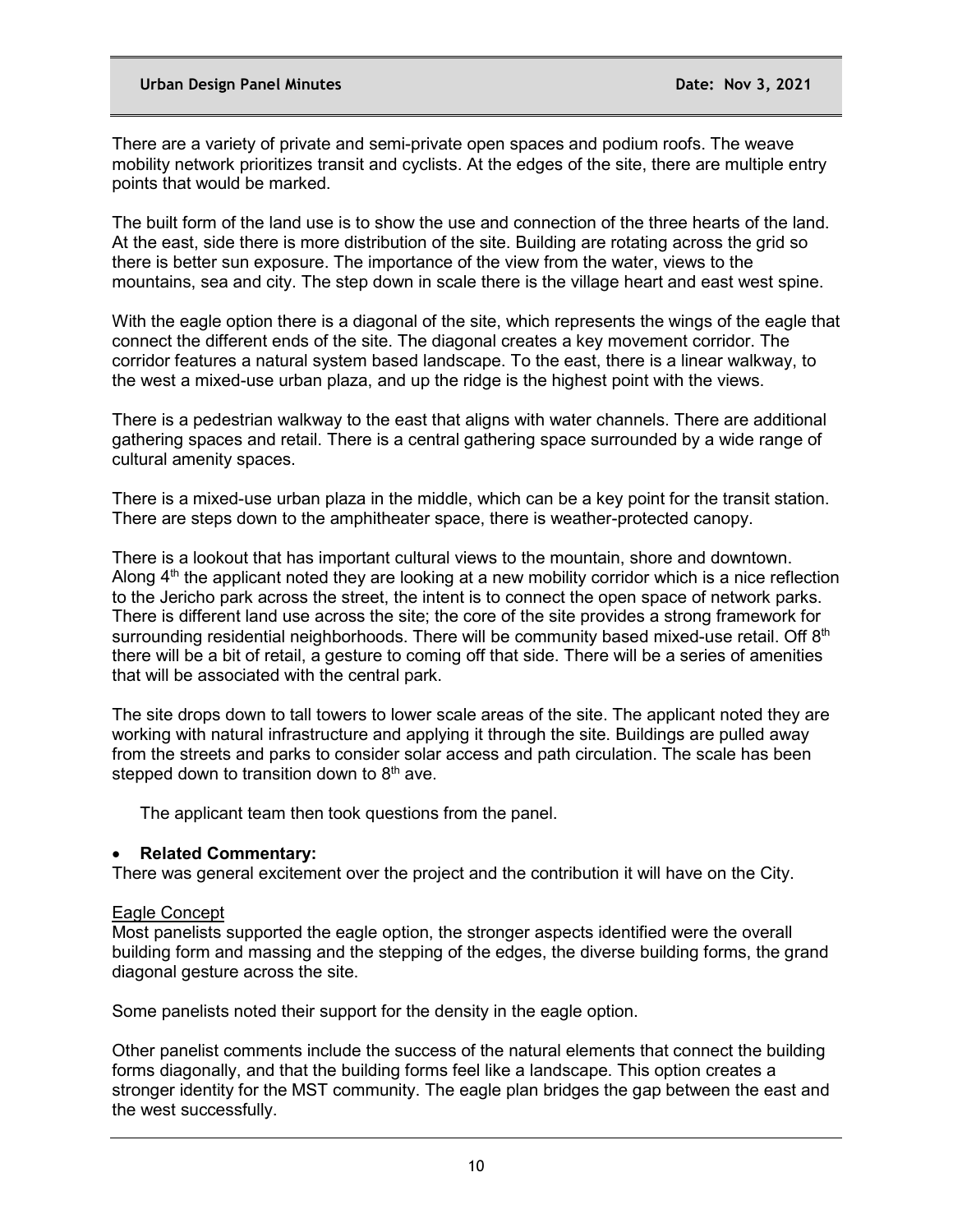There are a variety of private and semi-private open spaces and podium roofs. The weave mobility network prioritizes transit and cyclists. At the edges of the site, there are multiple entry points that would be marked.

The built form of the land use is to show the use and connection of the three hearts of the land. At the east, side there is more distribution of the site. Building are rotating across the grid so there is better sun exposure. The importance of the view from the water, views to the mountains, sea and city. The step down in scale there is the village heart and east west spine.

With the eagle option there is a diagonal of the site, which represents the wings of the eagle that connect the different ends of the site. The diagonal creates a key movement corridor. The corridor features a natural system based landscape. To the east, there is a linear walkway, to the west a mixed-use urban plaza, and up the ridge is the highest point with the views.

There is a pedestrian walkway to the east that aligns with water channels. There are additional gathering spaces and retail. There is a central gathering space surrounded by a wide range of cultural amenity spaces.

There is a mixed-use urban plaza in the middle, which can be a key point for the transit station. There are steps down to the amphitheater space, there is weather-protected canopy.

There is a lookout that has important cultural views to the mountain, shore and downtown. Along 4th the applicant noted they are looking at a new mobility corridor which is a nice reflection to the Jericho park across the street, the intent is to connect the open space of network parks. There is different land use across the site; the core of the site provides a strong framework for surrounding residential neighborhoods. There will be community based mixed-use retail. Off 8th there will be a bit of retail, a gesture to coming off that side. There will be a series of amenities that will be associated with the central park.

The site drops down to tall towers to lower scale areas of the site. The applicant noted they are working with natural infrastructure and applying it through the site. Buildings are pulled away from the streets and parks to consider solar access and path circulation. The scale has been stepped down to transition down to 8th ave.

The applicant team then took questions from the panel.

- **Related Commentary:**

There was general excitement over the project and the contribution it will have on the City.

Eagle Concept

Most panelists supported the eagle option, the stronger aspects identified were the overall building form and massing and the stepping of the edges, the diverse building forms, the grand diagonal gesture across the site.

Some panelists noted their support for the density in the eagle option.

Other panelist comments include the success of the natural elements that connect the building forms diagonally, and that the building forms feel like a landscape. This option creates a stronger identity for the MST community. The eagle plan bridges the gap between the east and the west successfully.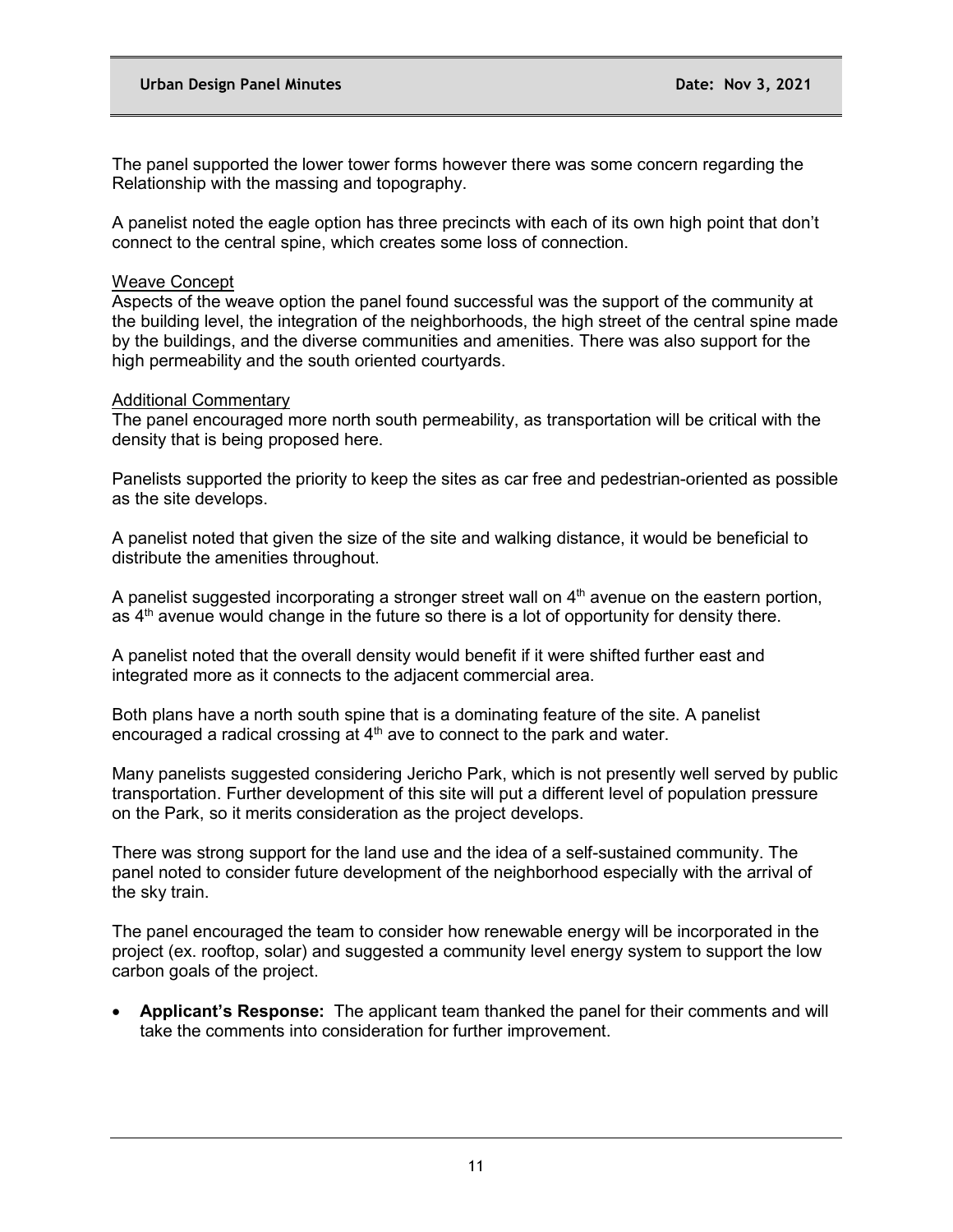The panel supported the lower tower forms however there was some concern regarding the Relationship with the massing and topography.

A panelist noted the eagle option has three precincts with each of its own high point that don't connect to the central spine, which creates some loss of connection.

Weave Concept

Aspects of the weave option the panel found successful was the support of the community at the building level, the integration of the neighborhoods, the high street of the central spine made by the buildings, and the diverse communities and amenities. There was also support for the high permeability and the south oriented courtyards.

Additional Commentary

The panel encouraged more north south permeability, as transportation will be critical with the density that is being proposed here.

Panelists supported the priority to keep the sites as car free and pedestrian-oriented as possible as the site develops.

A panelist noted that given the size of the site and walking distance, it would be beneficial to distribute the amenities throughout.

A panelist suggested incorporating a stronger street wall on 4th avenue on the eastern portion, as 4th avenue would change in the future so there is a lot of opportunity for density there.

A panelist noted that the overall density would benefit if it were shifted further east and integrated more as it connects to the adjacent commercial area.

Both plans have a north south spine that is a dominating feature of the site. A panelist encouraged a radical crossing at 4th ave to connect to the park and water.

Many panelists suggested considering Jericho Park, which is not presently well served by public transportation. Further development of this site will put a different level of population pressure on the Park, so it merits consideration as the project develops.

There was strong support for the land use and the idea of a self-sustained community. The panel noted to consider future development of the neighborhood especially with the arrival of the sky train.

The panel encouraged the team to consider how renewable energy will be incorporated in the project (ex. rooftop, solar) and suggested a community level energy system to support the low carbon goals of the project.

- **Applicant's Response:** The applicant team thanked the panel for their comments and will take the comments into consideration for further improvement.